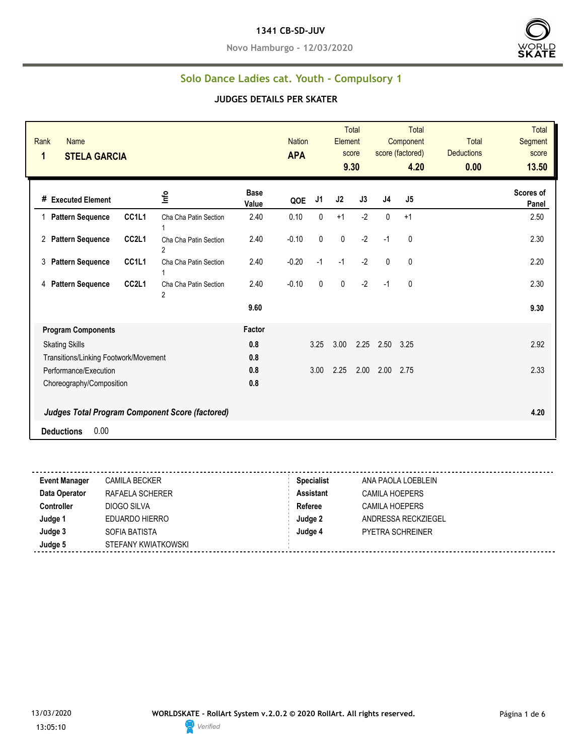# 1341 CB-SD-JUV

Novo Hamburgo - 12/03/2020

## Solo Dance Ladies cat. Youth - Compulsory 1

### JUDGES DETAILS PER SKATER

| Rank | Name | Nation | Total Element score | Total Component score (factored) | Total Deductions | Total Segment score |
|---|---|---|---|---|---|---|
| 1 | STELA GARCIA | APA | 9.30 | 4.20 | 0.00 | 13.50 |

| # | Executed Element | | Info | Base Value | QOE | J1 | J2 | J3 | J4 | J5 | Scores of Panel |
|---|---|---|---|---|---|---|---|---|---|---|---|
| 1 | Pattern Sequence | CC1L1 | Cha Cha Patin Section 1 | 2.40 | 0.10 | 0 | +1 | -2 | 0 | +1 | 2.50 |
| 2 | Pattern Sequence | CC2L1 | Cha Cha Patin Section 2 | 2.40 | -0.10 | 0 | 0 | -2 | -1 | 0 | 2.30 |
| 3 | Pattern Sequence | CC1L1 | Cha Cha Patin Section 1 | 2.40 | -0.20 | -1 | -1 | -2 | 0 | 0 | 2.20 |
| 4 | Pattern Sequence | CC2L1 | Cha Cha Patin Section 2 | 2.40 | -0.10 | 0 | 0 | -2 | -1 | 0 | 2.30 |
| | | | | 9.60 | | | | | | | 9.30 |

| Program Components | Factor | J1 | J2 | J3 | J4 | J5 | |
|---|---|---|---|---|---|---|---|
| Skating Skills | 0.8 | 3.25 | 3.00 | 2.25 | 2.50 | 3.25 | 2.92 |
| Transitions/Linking Footwork/Movement | 0.8 | | | | | | |
| Performance/Execution | 0.8 | 3.00 | 2.25 | 2.00 | 2.00 | 2.75 | 2.33 |
| Choreography/Composition | 0.8 | | | | | | |
| ***Judges Total Program Component Score (factored)*** | | | | | | | 4.20 |

**Deductions** 0.00

| | | | |
|---|---|---|---|
| **Event Manager** | CAMILA BECKER | **Specialist** | ANA PAOLA LOEBLEIN |
| **Data Operator** | RAFAELA SCHERER | **Assistant** | CAMILA HOEPERS |
| **Controller** | DIOGO SILVA | **Referee** | CAMILA HOEPERS |
| **Judge 1** | EDUARDO HIERRO | **Judge 2** | ANDRESSA RECKZIEGEL |
| **Judge 3** | SOFIA BATISTA | **Judge 4** | PYETRA SCHREINER |
| **Judge 5** | STEFANY KWIATKOWSKI | | |

13/03/2020 13:05:10

**WORLDSKATE - RollArt System v.2.0.2 © 2020 RollArt. All rights reserved.**

Verified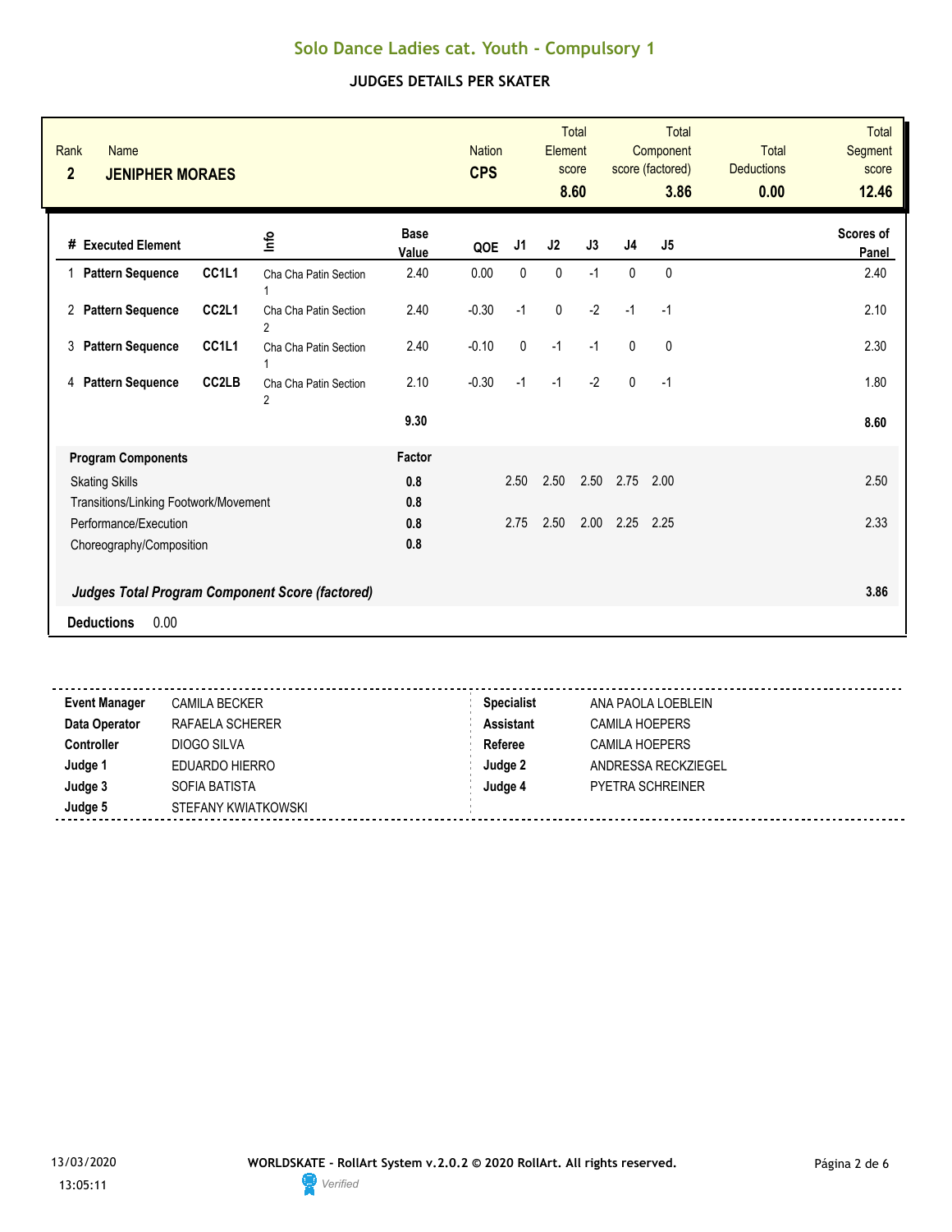# Solo Dance Ladies cat. Youth - Compulsory 1

## JUDGES DETAILS PER SKATER

| Rank | Name | Nation | Total Element score | Total Component score (factored) | Total Deductions | Total Segment score |
|---|---|---|---|---|---|---|
| 2 | **JENIPHER MORAES** | **CPS** | **8.60** | **3.86** | **0.00** | **12.46** |

| # | Executed Element | | Info | Base Value | QOE | J1 | J2 | J3 | J4 | J5 | Scores of Panel |
|---|---|---|---|---|---|---|---|---|---|---|---|
| 1 | **Pattern Sequence** | **CC1L1** | Cha Cha Patin Section 1 | 2.40 | 0.00 | 0 | 0 | -1 | 0 | 0 | 2.40 |
| 2 | **Pattern Sequence** | **CC2L1** | Cha Cha Patin Section 2 | 2.40 | -0.30 | -1 | 0 | -2 | -1 | -1 | 2.10 |
| 3 | **Pattern Sequence** | **CC1L1** | Cha Cha Patin Section 1 | 2.40 | -0.10 | 0 | -1 | -1 | 0 | 0 | 2.30 |
| 4 | **Pattern Sequence** | **CC2LB** | Cha Cha Patin Section 2 | 2.10 | -0.30 | -1 | -1 | -2 | 0 | -1 | 1.80 |
| | | | | **9.30** | | | | | | | **8.60** |

| Program Components | Factor | J1 | J2 | J3 | J4 | J5 | |
|---|---|---|---|---|---|---|---|
| Skating Skills | 0.8 | 2.50 | 2.50 | 2.50 | 2.75 | 2.00 | 2.50 |
| Transitions/Linking Footwork/Movement | 0.8 | | | | | | |
| Performance/Execution | 0.8 | 2.75 | 2.50 | 2.00 | 2.25 | 2.25 | 2.33 |
| Choreography/Composition | 0.8 | | | | | | |
| ***Judges Total Program Component Score (factored)*** | | | | | | | **3.86** |

**Deductions** 0.00

| | | | |
|---|---|---|---|
| **Event Manager** | CAMILA BECKER | **Specialist** | ANA PAOLA LOEBLEIN |
| **Data Operator** | RAFAELA SCHERER | **Assistant** | CAMILA HOEPERS |
| **Controller** | DIOGO SILVA | **Referee** | CAMILA HOEPERS |
| **Judge 1** | EDUARDO HIERRO | **Judge 2** | ANDRESSA RECKZIEGEL |
| **Judge 3** | SOFIA BATISTA | **Judge 4** | PYETRA SCHREINER |
| **Judge 5** | STEFANY KWIATKOWSKI | | |

13/03/2020
13:05:11

**WORLDSKATE - RollArt System v.2.0.2 © 2020 RollArt. All rights reserved.**

*Verified*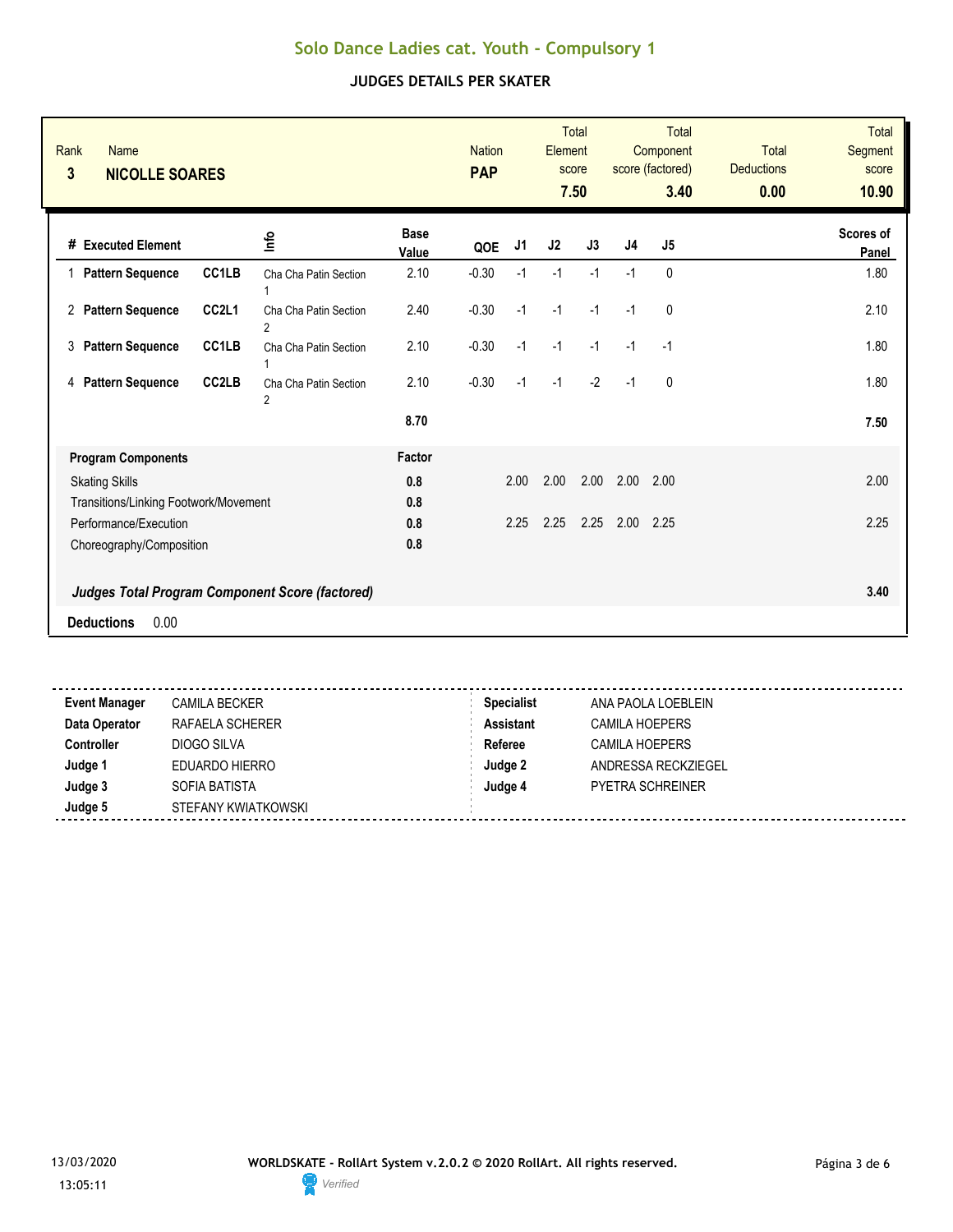# Solo Dance Ladies cat. Youth - Compulsory 1

## JUDGES DETAILS PER SKATER

| Rank | Name | Nation | Total Element score | Total Component score (factored) | Total Deductions | Total Segment score |
|---|---|---|---|---|---|---|
| 3 | **NICOLLE SOARES** | **PAP** | **7.50** | **3.40** | **0.00** | **10.90** |

| # | Executed Element | | Info | Base Value | QOE | J1 | J2 | J3 | J4 | J5 | Scores of Panel |
|---|---|---|---|---|---|---|---|---|---|---|---|
| 1 | **Pattern Sequence** | **CC1LB** | Cha Cha Patin Section 1 | 2.10 | -0.30 | -1 | -1 | -1 | -1 | 0 | 1.80 |
| 2 | **Pattern Sequence** | **CC2L1** | Cha Cha Patin Section 2 | 2.40 | -0.30 | -1 | -1 | -1 | -1 | 0 | 2.10 |
| 3 | **Pattern Sequence** | **CC1LB** | Cha Cha Patin Section 1 | 2.10 | -0.30 | -1 | -1 | -1 | -1 | -1 | 1.80 |
| 4 | **Pattern Sequence** | **CC2LB** | Cha Cha Patin Section 2 | 2.10 | -0.30 | -1 | -1 | -2 | -1 | 0 | 1.80 |
| | | | | **8.70** | | | | | | | **7.50** |

| Program Components | Factor | J1 | J2 | J3 | J4 | J5 | |
|---|---|---|---|---|---|---|---|
| Skating Skills | 0.8 | 2.00 | 2.00 | 2.00 | 2.00 | 2.00 | 2.00 |
| Transitions/Linking Footwork/Movement | 0.8 | | | | | | |
| Performance/Execution | 0.8 | 2.25 | 2.25 | 2.25 | 2.00 | 2.25 | 2.25 |
| Choreography/Composition | 0.8 | | | | | | |
| ***Judges Total Program Component Score (factored)*** | | | | | | | **3.40** |

**Deductions** 0.00

| | | | |
|---|---|---|---|
| **Event Manager** | CAMILA BECKER | **Specialist** | ANA PAOLA LOEBLEIN |
| **Data Operator** | RAFAELA SCHERER | **Assistant** | CAMILA HOEPERS |
| **Controller** | DIOGO SILVA | **Referee** | CAMILA HOEPERS |
| **Judge 1** | EDUARDO HIERRO | **Judge 2** | ANDRESSA RECKZIEGEL |
| **Judge 3** | SOFIA BATISTA | **Judge 4** | PYETRA SCHREINER |
| **Judge 5** | STEFANY KWIATKOWSKI | | |

13/03/2020 13:05:11

**WORLDSKATE - RollArt System v.2.0.2 © 2020 RollArt. All rights reserved.**

*Verified*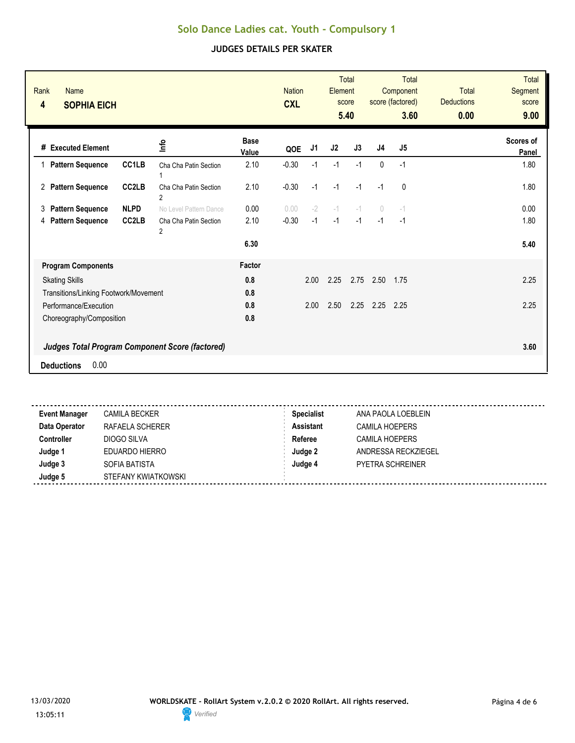# Solo Dance Ladies cat. Youth - Compulsory 1

## JUDGES DETAILS PER SKATER

| Rank | Name | Nation | Total Element score | Total Component score (factored) | Total Deductions | Total Segment score |
|---|---|---|---|---|---|---|
| 4 | **SOPHIA EICH** | **CXL** | **5.40** | **3.60** | **0.00** | **9.00** |

| # | Executed Element | | Info | Base Value | QOE | J1 | J2 | J3 | J4 | J5 | Scores of Panel |
|---|---|---|---|---|---|---|---|---|---|---|---|
| 1 | **Pattern Sequence** | **CC1LB** | Cha Cha Patin Section 1 | 2.10 | -0.30 | -1 | -1 | -1 | 0 | -1 | 1.80 |
| 2 | **Pattern Sequence** | **CC2LB** | Cha Cha Patin Section 2 | 2.10 | -0.30 | -1 | -1 | -1 | -1 | 0 | 1.80 |
| 3 | **Pattern Sequence** | **NLPD** | No Level Pattern Dance | 0.00 | 0.00 | -2 | -1 | -1 | 0 | -1 | 0.00 |
| 4 | **Pattern Sequence** | **CC2LB** | Cha Cha Patin Section 2 | 2.10 | -0.30 | -1 | -1 | -1 | -1 | -1 | 1.80 |
| | | | | **6.30** | | | | | | | **5.40** |

| Program Components | Factor | J1 | J2 | J3 | J4 | J5 | |
|---|---|---|---|---|---|---|---|
| Skating Skills | 0.8 | 2.00 | 2.25 | 2.75 | 2.50 | 1.75 | 2.25 |
| Transitions/Linking Footwork/Movement | 0.8 | | | | | | |
| Performance/Execution | 0.8 | 2.00 | 2.50 | 2.25 | 2.25 | 2.25 | 2.25 |
| Choreography/Composition | 0.8 | | | | | | |
| ***Judges Total Program Component Score (factored)*** | | | | | | | **3.60** |

**Deductions** 0.00

| | | | |
|---|---|---|---|
| **Event Manager** | CAMILA BECKER | **Specialist** | ANA PAOLA LOEBLEIN |
| **Data Operator** | RAFAELA SCHERER | **Assistant** | CAMILA HOEPERS |
| **Controller** | DIOGO SILVA | **Referee** | CAMILA HOEPERS |
| **Judge 1** | EDUARDO HIERRO | **Judge 2** | ANDRESSA RECKZIEGEL |
| **Judge 3** | SOFIA BATISTA | **Judge 4** | PYETRA SCHREINER |
| **Judge 5** | STEFANY KWIATKOWSKI | | |

13/03/2020
13:05:11

**WORLDSKATE - RollArt System v.2.0.2 © 2020 RollArt. All rights reserved.**

*Verified*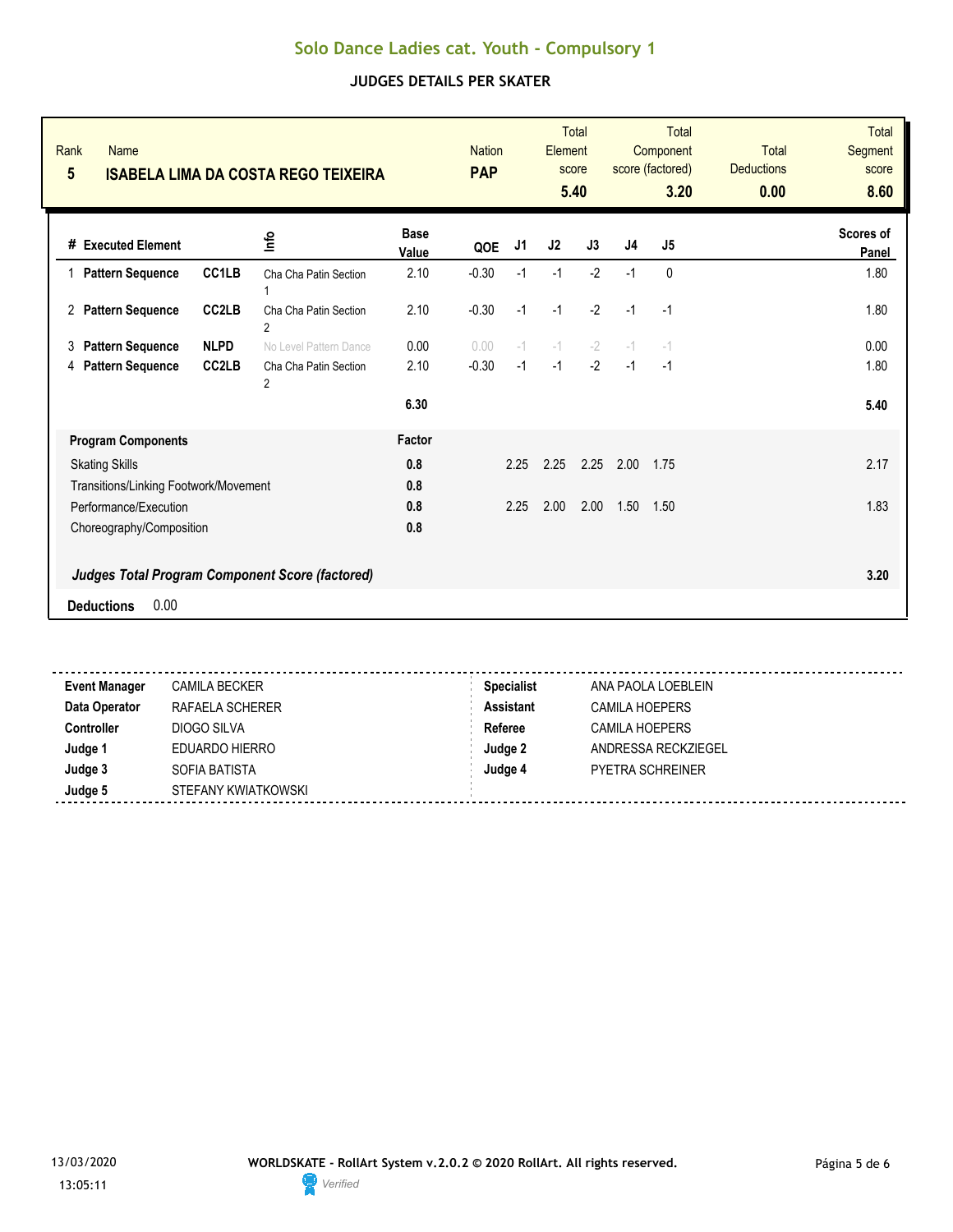# Solo Dance Ladies cat. Youth - Compulsory 1

## JUDGES DETAILS PER SKATER

| Rank | Name | Nation | Total Element score | Total Component score (factored) | Total Deductions | Total Segment score |
|---|---|---|---|---|---|---|
| 5 | ISABELA LIMA DA COSTA REGO TEIXEIRA | PAP | 5.40 | 3.20 | 0.00 | 8.60 |

| # | Executed Element | | Info | Base Value | QOE | J1 | J2 | J3 | J4 | J5 | Scores of Panel |
|---|---|---|---|---|---|---|---|---|---|---|---|
| 1 | Pattern Sequence | CC1LB | Cha Cha Patin Section 1 | 2.10 | -0.30 | -1 | -1 | -2 | -1 | 0 | 1.80 |
| 2 | Pattern Sequence | CC2LB | Cha Cha Patin Section 2 | 2.10 | -0.30 | -1 | -1 | -2 | -1 | -1 | 1.80 |
| 3 | Pattern Sequence | NLPD | No Level Pattern Dance | 0.00 | 0.00 | -1 | -1 | -2 | -1 | -1 | 0.00 |
| 4 | Pattern Sequence | CC2LB | Cha Cha Patin Section 2 | 2.10 | -0.30 | -1 | -1 | -2 | -1 | -1 | 1.80 |
| | | | | 6.30 | | | | | | | 5.40 |

| Program Components | Factor | J1 | J2 | J3 | J4 | J5 | |
|---|---|---|---|---|---|---|---|
| Skating Skills | 0.8 | 2.25 | 2.25 | 2.25 | 2.00 | 1.75 | 2.17 |
| Transitions/Linking Footwork/Movement | 0.8 | | | | | | |
| Performance/Execution | 0.8 | 2.25 | 2.00 | 2.00 | 1.50 | 1.50 | 1.83 |
| Choreography/Composition | 0.8 | | | | | | |

***Judges Total Program Component Score (factored)*** **3.20**

**Deductions** 0.00

| | | | |
|---|---|---|---|
| **Event Manager** | CAMILA BECKER | **Specialist** | ANA PAOLA LOEBLEIN |
| **Data Operator** | RAFAELA SCHERER | **Assistant** | CAMILA HOEPERS |
| **Controller** | DIOGO SILVA | **Referee** | CAMILA HOEPERS |
| **Judge 1** | EDUARDO HIERRO | **Judge 2** | ANDRESSA RECKZIEGEL |
| **Judge 3** | SOFIA BATISTA | **Judge 4** | PYETRA SCHREINER |
| **Judge 5** | STEFANY KWIATKOWSKI | | |

13/03/2020
13:05:11

**WORLDSKATE - RollArt System v.2.0.2 © 2020 RollArt. All rights reserved.**

Verified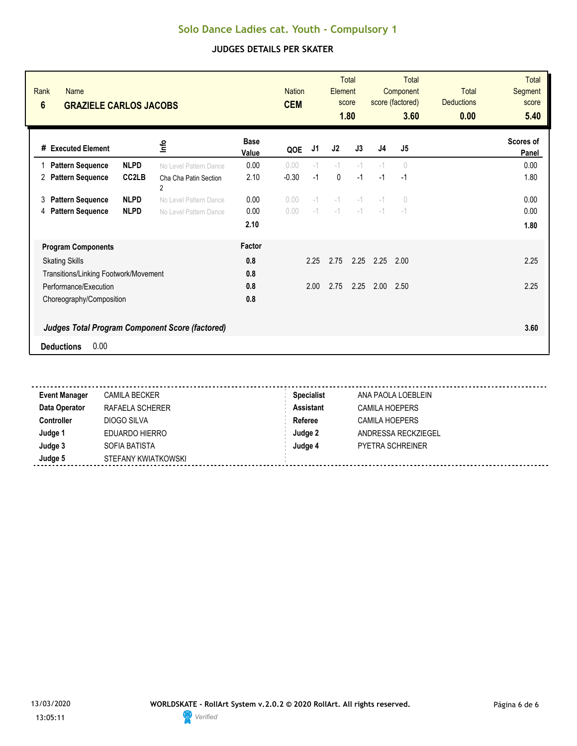# Solo Dance Ladies cat. Youth - Compulsory 1

## JUDGES DETAILS PER SKATER

| Rank | Name | Nation | Total Element score | Total Component score (factored) | Total Deductions | Total Segment score |
|---|---|---|---|---|---|---|
| 6 | **GRAZIELE CARLOS JACOBS** | **CEM** | **1.80** | **3.60** | **0.00** | **5.40** |

| # | Executed Element | | Info | Base Value | QOE | J1 | J2 | J3 | J4 | J5 | Scores of Panel |
|---|---|---|---|---|---|---|---|---|---|---|---|
| 1 | **Pattern Sequence** | **NLPD** | No Level Pattern Dance | 0.00 | 0.00 | -1 | -1 | -1 | -1 | 0 | 0.00 |
| 2 | **Pattern Sequence** | **CC2LB** | Cha Cha Patin Section 2 | 2.10 | -0.30 | -1 | 0 | -1 | -1 | -1 | 1.80 |
| 3 | **Pattern Sequence** | **NLPD** | No Level Pattern Dance | 0.00 | 0.00 | -1 | -1 | -1 | -1 | 0 | 0.00 |
| 4 | **Pattern Sequence** | **NLPD** | No Level Pattern Dance | 0.00 | 0.00 | -1 | -1 | -1 | -1 | -1 | 0.00 |
| | | | | **2.10** | | | | | | | **1.80** |

| Program Components | Factor | J1 | J2 | J3 | J4 | J5 | |
|---|---|---|---|---|---|---|---|
| Skating Skills | **0.8** | 2.25 | 2.75 | 2.25 | 2.25 | 2.00 | 2.25 |
| Transitions/Linking Footwork/Movement | **0.8** | | | | | | |
| Performance/Execution | **0.8** | 2.00 | 2.75 | 2.25 | 2.00 | 2.50 | 2.25 |
| Choreography/Composition | **0.8** | | | | | | |
| ***Judges Total Program Component Score (factored)*** | | | | | | | **3.60** |

**Deductions** 0.00

| | | | |
|---|---|---|---|
| **Event Manager** | CAMILA BECKER | **Specialist** | ANA PAOLA LOEBLEIN |
| **Data Operator** | RAFAELA SCHERER | **Assistant** | CAMILA HOEPERS |
| **Controller** | DIOGO SILVA | **Referee** | CAMILA HOEPERS |
| **Judge 1** | EDUARDO HIERRO | **Judge 2** | ANDRESSA RECKZIEGEL |
| **Judge 3** | SOFIA BATISTA | **Judge 4** | PYETRA SCHREINER |
| **Judge 5** | STEFANY KWIATKOWSKI | | |

13/03/2020
13:05:11

**WORLDSKATE - RollArt System v.2.0.2 © 2020 RollArt. All rights reserved.**

Verified